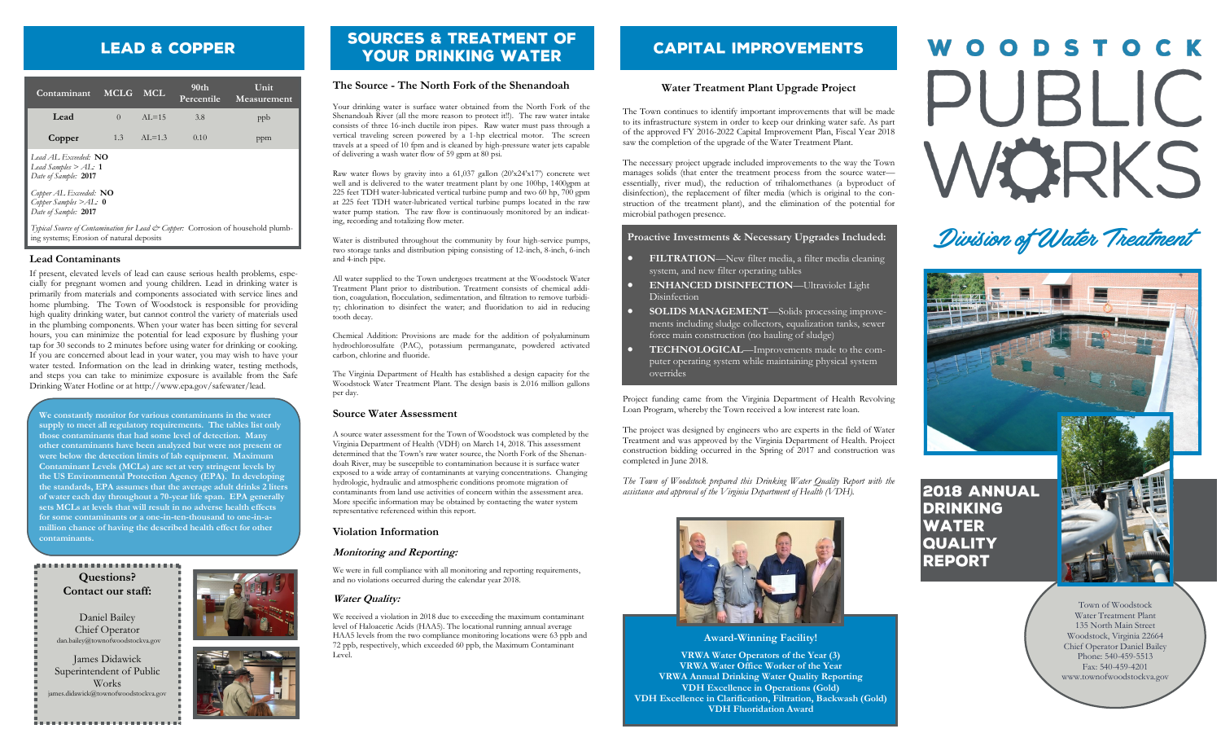## LEAD & COPPER

| Contaminant | MCLG | MCL | 90th Percentile | Unit Measurement |
|---|---|---|---|---|
| Lead | 0 | AL=15 | 3.8 | ppb |
| Copper | 1.3 | AL=1.3 | 0.10 | ppm |

*Lead AL Exceeded:* **NO**
*Lead Samples > AL:* **1**
*Date of Sample:* **2017**

*Copper AL Exceeded:* **NO**
*Copper Samples >AL:* **0**
*Date of Sample:* **2017**

*Typical Source of Contamination for Lead & Copper:* Corrosion of household plumbing systems; Erosion of natural deposits

### Lead Contaminants

If present, elevated levels of lead can cause serious health problems, especially for pregnant women and young children. Lead in drinking water is primarily from materials and components associated with service lines and home plumbing. The Town of Woodstock is responsible for providing high quality drinking water, but cannot control the variety of materials used in the plumbing components. When your water has been sitting for several hours, you can minimize the potential for lead exposure by flushing your tap for 30 seconds to 2 minutes before using water for drinking or cooking. If you are concerned about lead in your water, you may wish to have your water tested. Information on the lead in drinking water, testing methods, and steps you can take to minimize exposure is available from the Safe Drinking Water Hotline or at http://www.epa.gov/safewater/lead.

**We constantly monitor for various contaminants in the water supply to meet all regulatory requirements. The tables list only those contaminants that had some level of detection. Many other contaminants have been analyzed but were not present or were below the detection limits of lab equipment. Maximum Contaminant Levels (MCLs) are set at very stringent levels by the US Environmental Protection Agency (EPA). In developing the standards, EPA assumes that the average adult drinks 2 liters of water each day throughout a 70-year life span. EPA generally sets MCLs at levels that will result in no adverse health effects for some contaminants or a one-in-ten-thousand to one-in-a-million chance of having the described health effect for other contaminants.**

**Questions?**
**Contact our staff:**

Daniel Bailey
Chief Operator
dan.bailey@townofwoodstockva.gov

James Didawick
Superintendent of Public Works
james.didawick@townofwoodstockva.gov

## SOURCES & TREATMENT OF YOUR DRINKING WATER

### The Source - The North Fork of the Shenandoah

Your drinking water is surface water obtained from the North Fork of the Shenandoah River (all the more reason to protect it!!). The raw water intake consists of three 16-inch ductile iron pipes. Raw water must pass through a vertical traveling screen powered by a 1-hp electrical motor. The screen travels at a speed of 10 fpm and is cleaned by high-pressure water jets capable of delivering a wash water flow of 59 gpm at 80 psi.

Raw water flows by gravity into a 61,037 gallon (20'x24'x17') concrete wet well and is delivered to the water treatment plant by one 100hp, 1400gpm at 225 feet TDH water-lubricated vertical turbine pump and two 60 hp, 700 gpm at 225 feet TDH water-lubricated vertical turbine pumps located in the raw water pump station. The raw flow is continuously monitored by an indicating, recording and totalizing flow meter.

Water is distributed throughout the community by four high-service pumps, two storage tanks and distribution piping consisting of 12-inch, 8-inch, 6-inch and 4-inch pipe.

All water supplied to the Town undergoes treatment at the Woodstock Water Treatment Plant prior to distribution. Treatment consists of chemical addition, coagulation, flocculation, sedimentation, and filtration to remove turbidity; chlorination to disinfect the water; and fluoridation to aid in reducing tooth decay.

Chemical Addition: Provisions are made for the addition of polyaluminum hydrochlorosulfate (PAC), potassium permanganate, powdered activated carbon, chlorine and fluoride.

The Virginia Department of Health has established a design capacity for the Woodstock Water Treatment Plant. The design basis is 2.016 million gallons per day.

### Source Water Assessment

A source water assessment for the Town of Woodstock was completed by the Virginia Department of Health (VDH) on March 14, 2018. This assessment determined that the Town's raw water source, the North Fork of the Shenandoah River, may be susceptible to contamination because it is surface water exposed to a wide array of contaminants at varying concentrations. Changing hydrologic, hydraulic and atmospheric conditions promote migration of contaminants from land use activities of concern within the assessment area. More specific information may be obtained by contacting the water system representative referenced within this report.

### Violation Information

#### *Monitoring and Reporting:*

We were in full compliance with all monitoring and reporting requirements, and no violations occurred during the calendar year 2018.

#### *Water Quality:*

We received a violation in 2018 due to exceeding the maximum contaminant level of Haloacetic Acids (HAA5). The locational running annual average HAA5 levels from the two compliance monitoring locations were 63 ppb and 72 ppb, respectively, which exceeded 60 ppb, the Maximum Contaminant Level.

## CAPITAL IMPROVEMENTS

### Water Treatment Plant Upgrade Project

The Town continues to identify important improvements that will be made to its infrastructure system in order to keep our drinking water safe. As part of the approved FY 2016-2022 Capital Improvement Plan, Fiscal Year 2018 saw the completion of the upgrade of the Water Treatment Plant.

The necessary project upgrade included improvements to the way the Town manages solids (that enter the treatment process from the source water—essentially, river mud), the reduction of trihalomethanes (a byproduct of disinfection), the replacement of filter media (which is original to the construction of the treatment plant), and the elimination of the potential for microbial pathogen presence.

**Proactive Investments & Necessary Upgrades Included:**

- **FILTRATION**—New filter media, a filter media cleaning system, and new filter operating tables
- **ENHANCED DISINFECTION**—Ultraviolet Light Disinfection
- **SOLIDS MANAGEMENT**—Solids processing improvements including sludge collectors, equalization tanks, sewer force main construction (no hauling of sludge)
- **TECHNOLOGICAL**—Improvements made to the computer operating system while maintaining physical system overrides

Project funding came from the Virginia Department of Health Revolving Loan Program, whereby the Town received a low interest rate loan.

The project was designed by engineers who are experts in the field of Water Treatment and was approved by the Virginia Department of Health. Project construction bidding occurred in the Spring of 2017 and construction was completed in June 2018.

*The Town of Woodstock prepared this Drinking Water Quality Report with the assistance and approval of the Virginia Department of Health (VDH).*

**Award-Winning Facility!**

**VRWA Water Operators of the Year (3)**
**VRWA Water Office Worker of the Year**
**VRWA Annual Drinking Water Quality Reporting**
**VDH Excellence in Operations (Gold)**
**VDH Excellence in Clarification, Filtration, Backwash (Gold)**
**VDH Fluoridation Award**

# WOODSTOCK PUBLIC WORKS

*Division of Water Treatment*

## 2018 ANNUAL DRINKING WATER QUALITY REPORT

Town of Woodstock
Water Treatment Plant
135 North Main Street
Woodstock, Virginia 22664
Chief Operator Daniel Bailey
Phone: 540-459-5513
Fax: 540-459-4201
www.townofwoodstockva.gov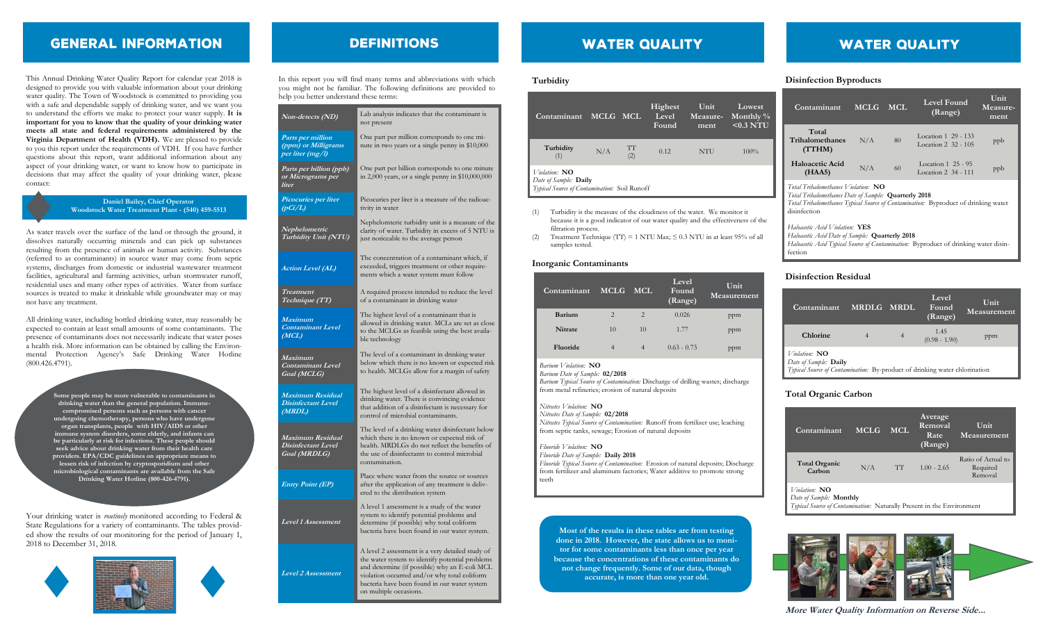# GENERAL INFORMATION

This Annual Drinking Water Quality Report for calendar year 2018 is designed to provide you with valuable information about your drinking water quality. The Town of Woodstock is committed to providing you with a safe and dependable supply of drinking water, and we want you to understand the efforts we make to protect your water supply. **It is important for you to know that the quality of your drinking water meets all state and federal requirements administered by the Virginia Department of Health (VDH).** We are pleased to provide to you this report under the requirements of VDH. If you have further questions about this report, want additional information about any aspect of your drinking water, or want to know how to participate in decisions that may affect the quality of your drinking water, please contact:

**Daniel Bailey, Chief Operator**
**Woodstock Water Treatment Plant - (540) 459-5513**

As water travels over the surface of the land or through the ground, it dissolves naturally occurring minerals and can pick up substances resulting from the presence of animals or human activity. Substances (referred to as contaminants) in source water may come from septic systems, discharges from domestic or industrial wastewater treatment facilities, agricultural and farming activities, urban stormwater runoff, residential uses and many other types of activities. Water from surface sources is treated to make it drinkable while groundwater may or may not have any treatment.

All drinking water, including bottled drinking water, may reasonably be expected to contain at least small amounts of some contaminants. The presence of contaminants does not necessarily indicate that water poses a health risk. More information can be obtained by calling the Environmental Protection Agency's Safe Drinking Water Hotline (800.426.4791).

**Some people may be more vulnerable to contaminants in drinking water than the general population. Immune-compromised persons such as persons with cancer undergoing chemotherapy, persons who have undergone organ transplants, people with HIV/AIDS or other immune system disorders, some elderly, and infants can be particularly at risk for infections. These people should seek advice about drinking water from their health care providers. EPA/CDC guidelines on appropriate means to lessen risk of infection by cryptosporidium and other microbiological contaminants are available from the Safe Drinking Water Hotline (800-426-4791).**

Your drinking water is *routinely* monitored according to Federal & State Regulations for a variety of contaminants. The tables provided show the results of our monitoring for the period of January 1, 2018 to December 31, 2018.

# DEFINITIONS

In this report you will find many terms and abbreviations with which you might not be familiar. The following definitions are provided to help you better understand these terms:

| | |
|---|---|
| *Non-detects (ND)* | Lab analysis indicates that the contaminant is not present |
| *Parts per million (ppm) or Milligrams per liter (mg/l)* | One part per million corresponds to one minute in two years or a single penny in $10,000 |
| *Parts per billion (ppb) or Micrograms per liter* | One part per billion corresponds to one minute in 2,000 years, or a single penny in $10,000,000 |
| *Picocuries per liter (pCi/L)* | Picocuries per liter is a measure of the radioactivity in water |
| *Nephelometric Turbidity Unit (NTU)* | Nephelometric turbidity unit is a measure of the clarity of water. Turbidity in excess of 5 NTU is just noticeable to the average person |
| *Action Level (AL)* | The concentration of a contaminant which, if exceeded, triggers treatment or other requirements which a water system must follow |
| *Treatment Technique (TT)* | A required process intended to reduce the level of a contaminant in drinking water |
| *Maximum Contaminant Level (MCL)* | The highest level of a contaminant that is allowed in drinking water. MCLs are set as close to the MCLGs as feasible using the best available technology |
| *Maximum Contaminant Level Goal (MCLG)* | The level of a contaminant in drinking water below which there is no known or expected risk to health. MCLGs allow for a margin of safety |
| *Maximum Residual Disinfectant Level (MRDL)* | The highest level of a disinfectant allowed in drinking water. There is convincing evidence that addition of a disinfectant is necessary for control of microbial contaminants. |
| *Maximum Residual Disinfectant Level Goal (MRDLG)* | The level of a drinking water disinfectant below which there is no known or expected risk of health. MRDLGs do not reflect the benefits of the use of disinfectants to control microbial contamination. |
| *Entry Point (EP)* | Place where water from the source or sources after the application of any treatment is delivered to the distribution system |
| *Level 1 Assessment* | A level 1 assessment is a study of the water system to identify potential problems and determine (if possible) why total coliform bacteria have been found in our water system. |
| *Level 2 Assessment* | A level 2 assessment is a very detailed study of the water system to identify potential problems and determine (if possible) why an E-coli MCL violation occurred and/or why total coliform bacteria have been found in our water system on multiple occasions. |

# WATER QUALITY

### Turbidity

| Contaminant | MCLG | MCL | Highest Level Found | Unit Measurement | Lowest Monthly % <0.3 NTU |
|---|---|---|---|---|---|
| Turbidity (1) | N/A | TT (2) | 0.12 | NTU | 100% |

*Violation:* **NO**
*Date of Sample:* **Daily**
*Typical Source of Contamination:* Soil Runoff

(1) Turbidity is the measure of the cloudiness of the water. We monitor it because it is a good indicator of our water quality and the effectiveness of the filtration process.
(2) Treatment Technique (TT) = 1 NTU Max; ≤ 0.3 NTU in at least 95% of all samples tested.

### Inorganic Contaminants

| Contaminant | MCLG | MCL | Level Found (Range) | Unit Measurement |
|---|---|---|---|---|
| Barium | 2 | 2 | 0.026 | ppm |
| Nitrate | 10 | 10 | 1.77 | ppm |
| Fluoride | 4 | 4 | 0.63 - 0.73 | ppm |

*Barium Violation:* **NO**
*Barium Date of Sample:* **02/2018**
*Barium Typical Source of Contamination:* Discharge of drilling wastes; discharge from metal refineries; erosion of natural deposits

*Nitrates Violation:* **NO**
*Nitrates Date of Sample:* **02/2018**
*Nitrates Typical Source of Contamination:* Runoff from fertilizer use; leaching from septic tanks, sewage; Erosion of natural deposits

*Fluoride Violation:* **NO**
*Fluoride Date of Sample:* **Daily 2018**
*Fluoride Typical Source of Contamination:* Erosion of natural deposits; Discharge from fertilizer and aluminum factories; Water additive to promote strong teeth

**Most of the results in these tables are from testing done in 2018. However, the state allows us to monitor for some contaminants less than once per year because the concentrations of these contaminants do not change frequently. Some of our data, though accurate, is more than one year old.**

# WATER QUALITY

### Disinfection Byproducts

| Contaminant | MCLG | MCL | Level Found (Range) | Unit Measurement |
|---|---|---|---|---|
| Total Trihalomethanes (TTHM) | N/A | 80 | Location 1 29 - 133<br>Location 2 32 - 105 | ppb |
| Haloacetic Acid (HAA5) | N/A | 60 | Location 1 25 - 95<br>Location 2 34 - 111 | ppb |

*Total Trihalomethanes Violation:* **NO**
*Total Trihalomethanes Date of Sample:* **Quarterly 2018**
*Total Trihalomethanes Typical Source of Contamination:* Byproduct of drinking water disinfection

*Haloacetic Acid Violation:* **YES**
*Haloacetic Acid Date of Sample:* **Quarterly 2018**
*Haloacetic Acid Typical Source of Contamination:* Byproduct of drinking water disinfection

### Disinfection Residual

| Contaminant | MRDLG | MRDL | Level Found (Range) | Unit Measurement |
|---|---|---|---|---|
| Chlorine | 4 | 4 | 1.45 (0.98 - 1.90) | ppm |

*Violation:* **NO**
*Date of Sample:* **Daily**
*Typical Source of Contamination:* By-product of drinking water chlorination

### Total Organic Carbon

| Contaminant | MCLG | MCL | Average Removal Rate (Range) | Unit Measurement |
|---|---|---|---|---|
| Total Organic Carbon | N/A | TT | 1.00 - 2.65 | Ratio of Actual to Required Removal |

*Violation:* **NO**
*Date of Sample:* **Monthly**
*Typical Source of Contamination:* Naturally Present in the Environment

***More Water Quality Information on Reverse Side...***